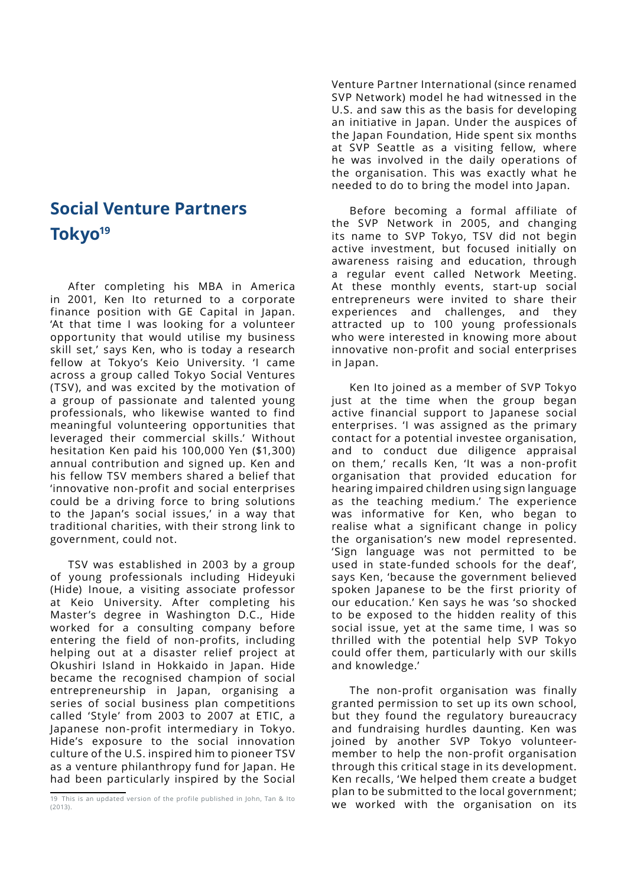## Social Venture Partners Tokyo[19]

After completing his MBA in America in 2001, Ken Ito returned to a corporate finance position with GE Capital in Japan. 'At that time I was looking for a volunteer opportunity that would utilise my business skill set,' says Ken, who is today a research fellow at Tokyo's Keio University. 'I came across a group called Tokyo Social Ventures (TSV), and was excited by the motivation of a group of passionate and talented young professionals, who likewise wanted to find meaningful volunteering opportunities that leveraged their commercial skills.' Without hesitation Ken paid his 100,000 Yen ($1,300) annual contribution and signed up. Ken and his fellow TSV members shared a belief that 'innovative non-profit and social enterprises could be a driving force to bring solutions to the Japan's social issues,' in a way that traditional charities, with their strong link to government, could not.

TSV was established in 2003 by a group of young professionals including Hideyuki (Hide) Inoue, a visiting associate professor at Keio University. After completing his Master's degree in Washington D.C., Hide worked for a consulting company before entering the field of non-profits, including helping out at a disaster relief project at Okushiri Island in Hokkaido in Japan. Hide became the recognised champion of social entrepreneurship in Japan, organising a series of social business plan competitions called 'Style' from 2003 to 2007 at ETIC, a Japanese non-profit intermediary in Tokyo. Hide's exposure to the social innovation culture of the U.S. inspired him to pioneer TSV as a venture philanthropy fund for Japan. He had been particularly inspired by the Social Venture Partner International (since renamed SVP Network) model he had witnessed in the U.S. and saw this as the basis for developing an initiative in Japan. Under the auspices of the Japan Foundation, Hide spent six months at SVP Seattle as a visiting fellow, where he was involved in the daily operations of the organisation. This was exactly what he needed to do to bring the model into Japan.

Before becoming a formal affiliate of the SVP Network in 2005, and changing its name to SVP Tokyo, TSV did not begin active investment, but focused initially on awareness raising and education, through a regular event called Network Meeting. At these monthly events, start-up social entrepreneurs were invited to share their experiences and challenges, and they attracted up to 100 young professionals who were interested in knowing more about innovative non-profit and social enterprises in Japan.

Ken Ito joined as a member of SVP Tokyo just at the time when the group began active financial support to Japanese social enterprises. 'I was assigned as the primary contact for a potential investee organisation, and to conduct due diligence appraisal on them,' recalls Ken, 'It was a non-profit organisation that provided education for hearing impaired children using sign language as the teaching medium.' The experience was informative for Ken, who began to realise what a significant change in policy the organisation's new model represented. 'Sign language was not permitted to be used in state-funded schools for the deaf', says Ken, 'because the government believed spoken Japanese to be the first priority of our education.' Ken says he was 'so shocked to be exposed to the hidden reality of this social issue, yet at the same time, I was so thrilled with the potential help SVP Tokyo could offer them, particularly with our skills and knowledge.'

The non-profit organisation was finally granted permission to set up its own school, but they found the regulatory bureaucracy and fundraising hurdles daunting. Ken was joined by another SVP Tokyo volunteer-member to help the non-profit organisation through this critical stage in its development. Ken recalls, 'We helped them create a budget plan to be submitted to the local government; we worked with the organisation on its

---

19 This is an updated version of the profile published in John, Tan & Ito (2013).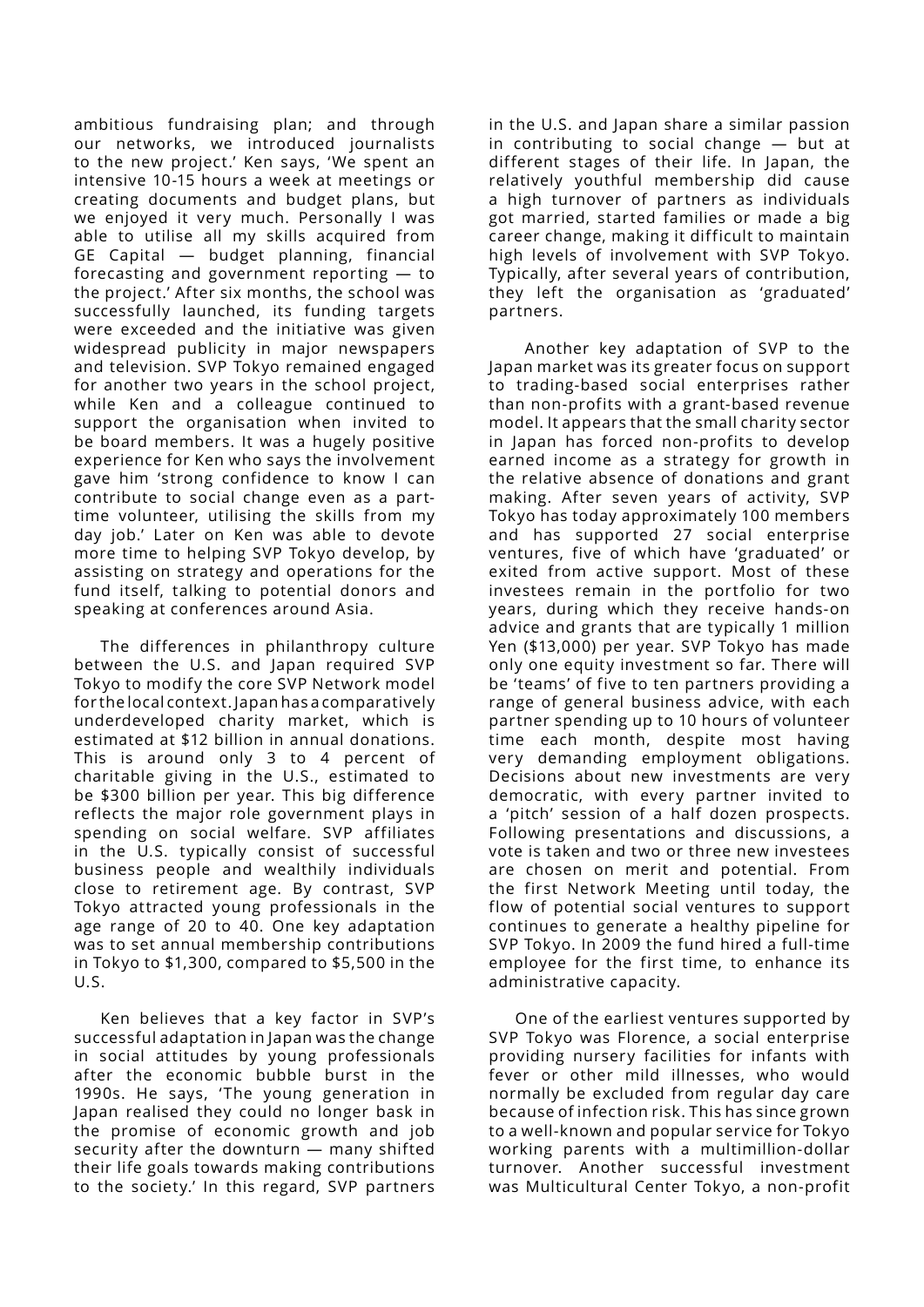ambitious fundraising plan; and through our networks, we introduced journalists to the new project.' Ken says, 'We spent an intensive 10-15 hours a week at meetings or creating documents and budget plans, but we enjoyed it very much. Personally I was able to utilise all my skills acquired from GE Capital — budget planning, financial forecasting and government reporting — to the project.' After six months, the school was successfully launched, its funding targets were exceeded and the initiative was given widespread publicity in major newspapers and television. SVP Tokyo remained engaged for another two years in the school project, while Ken and a colleague continued to support the organisation when invited to be board members. It was a hugely positive experience for Ken who says the involvement gave him 'strong confidence to know I can contribute to social change even as a part-time volunteer, utilising the skills from my day job.' Later on Ken was able to devote more time to helping SVP Tokyo develop, by assisting on strategy and operations for the fund itself, talking to potential donors and speaking at conferences around Asia.

The differences in philanthropy culture between the U.S. and Japan required SVP Tokyo to modify the core SVP Network model for the local context. Japan has a comparatively underdeveloped charity market, which is estimated at $12 billion in annual donations. This is around only 3 to 4 percent of charitable giving in the U.S., estimated to be $300 billion per year. This big difference reflects the major role government plays in spending on social welfare. SVP affiliates in the U.S. typically consist of successful business people and wealthily individuals close to retirement age. By contrast, SVP Tokyo attracted young professionals in the age range of 20 to 40. One key adaptation was to set annual membership contributions in Tokyo to $1,300, compared to $5,500 in the U.S.

Ken believes that a key factor in SVP's successful adaptation in Japan was the change in social attitudes by young professionals after the economic bubble burst in the 1990s. He says, 'The young generation in Japan realised they could no longer bask in the promise of economic growth and job security after the downturn — many shifted their life goals towards making contributions to the society.' In this regard, SVP partners in the U.S. and Japan share a similar passion in contributing to social change — but at different stages of their life. In Japan, the relatively youthful membership did cause a high turnover of partners as individuals got married, started families or made a big career change, making it difficult to maintain high levels of involvement with SVP Tokyo. Typically, after several years of contribution, they left the organisation as 'graduated' partners.

Another key adaptation of SVP to the Japan market was its greater focus on support to trading-based social enterprises rather than non-profits with a grant-based revenue model. It appears that the small charity sector in Japan has forced non-profits to develop earned income as a strategy for growth in the relative absence of donations and grant making. After seven years of activity, SVP Tokyo has today approximately 100 members and has supported 27 social enterprise ventures, five of which have 'graduated' or exited from active support. Most of these investees remain in the portfolio for two years, during which they receive hands-on advice and grants that are typically 1 million Yen ($13,000) per year. SVP Tokyo has made only one equity investment so far. There will be 'teams' of five to ten partners providing a range of general business advice, with each partner spending up to 10 hours of volunteer time each month, despite most having very demanding employment obligations. Decisions about new investments are very democratic, with every partner invited to a 'pitch' session of a half dozen prospects. Following presentations and discussions, a vote is taken and two or three new investees are chosen on merit and potential. From the first Network Meeting until today, the flow of potential social ventures to support continues to generate a healthy pipeline for SVP Tokyo. In 2009 the fund hired a full-time employee for the first time, to enhance its administrative capacity.

One of the earliest ventures supported by SVP Tokyo was Florence, a social enterprise providing nursery facilities for infants with fever or other mild illnesses, who would normally be excluded from regular day care because of infection risk. This has since grown to a well-known and popular service for Tokyo working parents with a multimillion-dollar turnover. Another successful investment was Multicultural Center Tokyo, a non-profit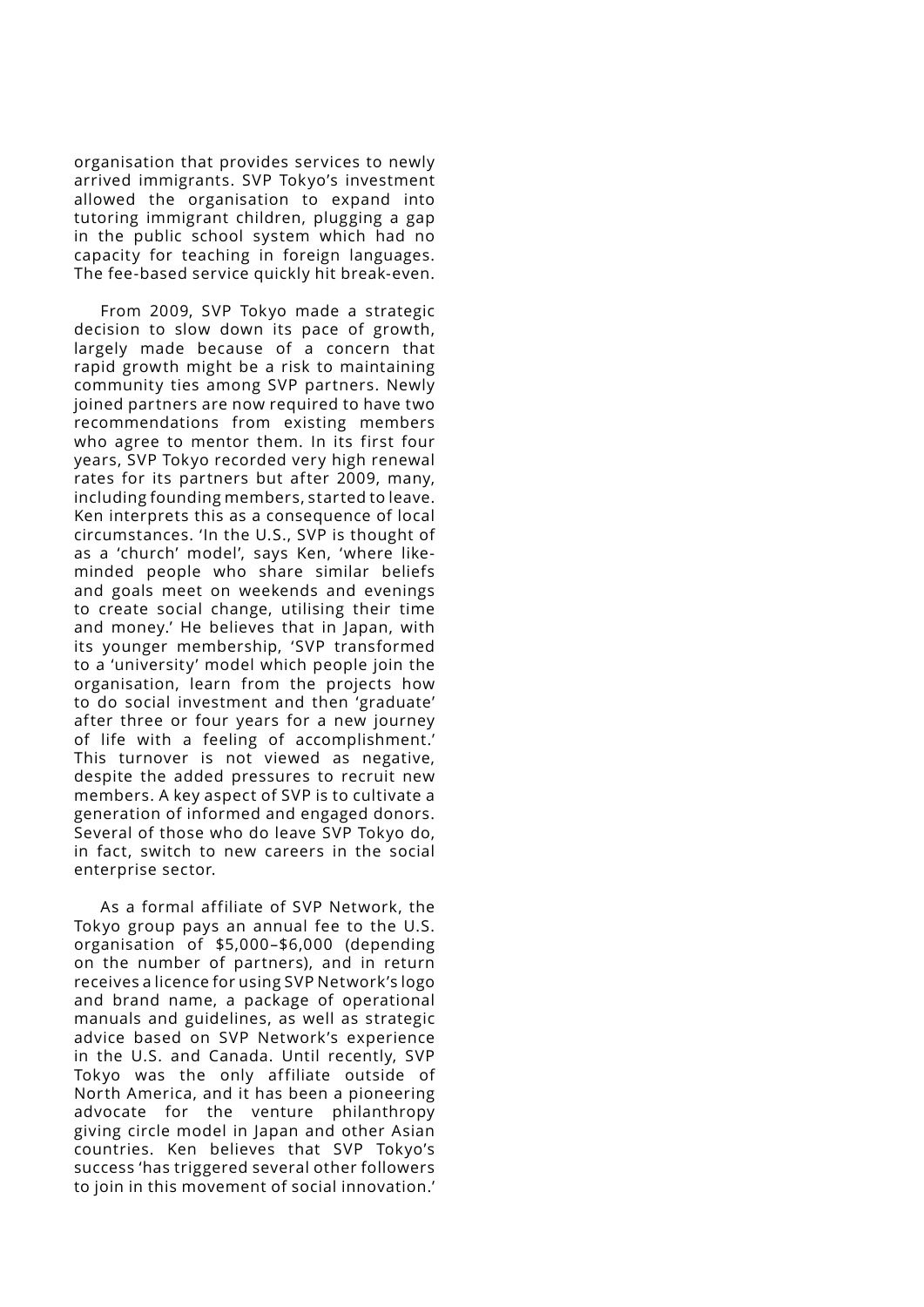organisation that provides services to newly arrived immigrants. SVP Tokyo's investment allowed the organisation to expand into tutoring immigrant children, plugging a gap in the public school system which had no capacity for teaching in foreign languages. The fee-based service quickly hit break-even.

From 2009, SVP Tokyo made a strategic decision to slow down its pace of growth, largely made because of a concern that rapid growth might be a risk to maintaining community ties among SVP partners. Newly joined partners are now required to have two recommendations from existing members who agree to mentor them. In its first four years, SVP Tokyo recorded very high renewal rates for its partners but after 2009, many, including founding members, started to leave. Ken interprets this as a consequence of local circumstances. 'In the U.S., SVP is thought of as a 'church' model', says Ken, 'where like-minded people who share similar beliefs and goals meet on weekends and evenings to create social change, utilising their time and money.' He believes that in Japan, with its younger membership, 'SVP transformed to a 'university' model which people join the organisation, learn from the projects how to do social investment and then 'graduate' after three or four years for a new journey of life with a feeling of accomplishment.' This turnover is not viewed as negative, despite the added pressures to recruit new members. A key aspect of SVP is to cultivate a generation of informed and engaged donors. Several of those who do leave SVP Tokyo do, in fact, switch to new careers in the social enterprise sector.

As a formal affiliate of SVP Network, the Tokyo group pays an annual fee to the U.S. organisation of $5,000–$6,000 (depending on the number of partners), and in return receives a licence for using SVP Network's logo and brand name, a package of operational manuals and guidelines, as well as strategic advice based on SVP Network's experience in the U.S. and Canada. Until recently, SVP Tokyo was the only affiliate outside of North America, and it has been a pioneering advocate for the venture philanthropy giving circle model in Japan and other Asian countries. Ken believes that SVP Tokyo's success 'has triggered several other followers to join in this movement of social innovation.'